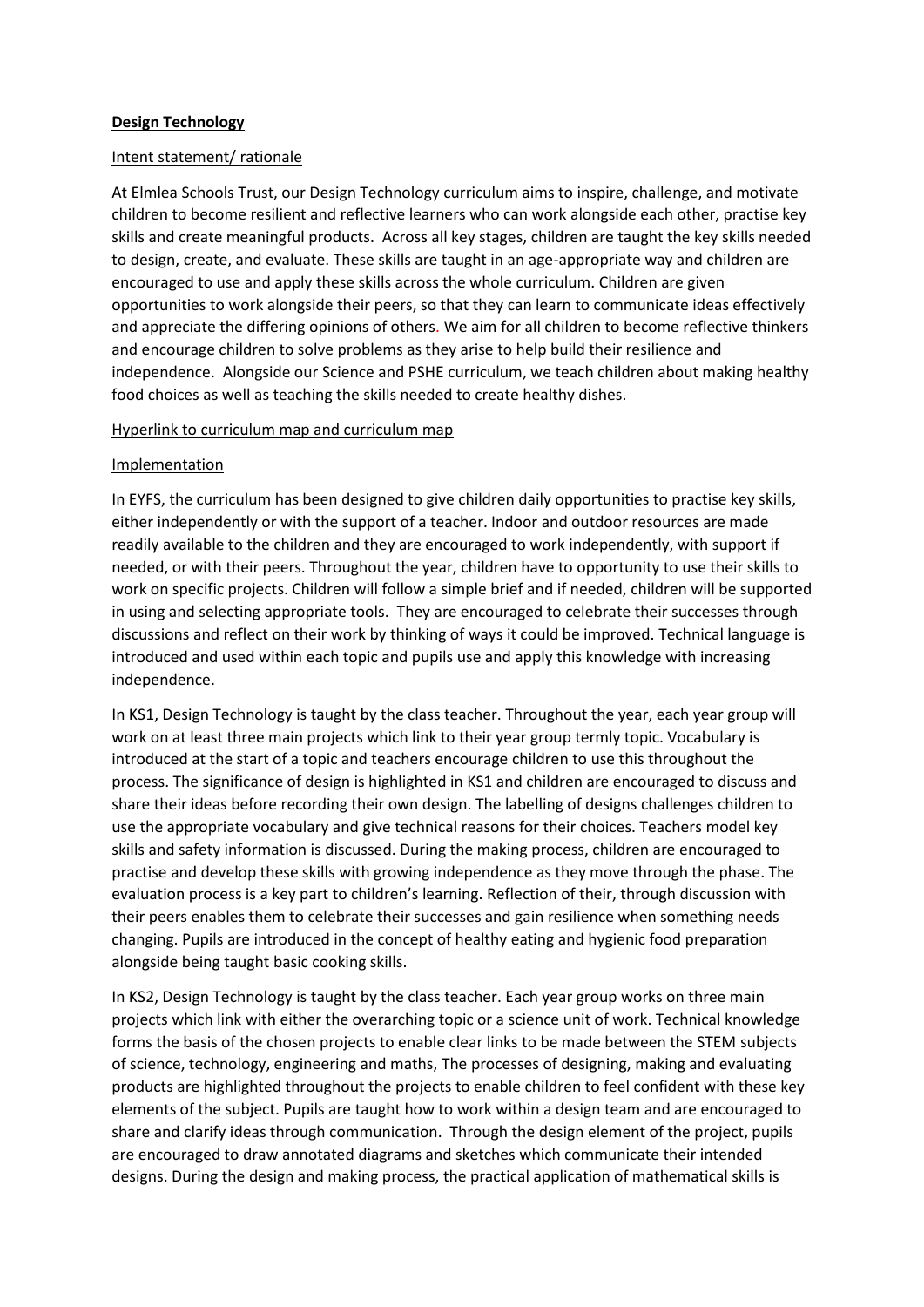**Design Technology**

Intent statement/ rationale

At Elmlea Schools Trust, our Design Technology curriculum aims to inspire, challenge, and motivate children to become resilient and reflective learners who can work alongside each other, practise key skills and create meaningful products. Across all key stages, children are taught the key skills needed to design, create, and evaluate. These skills are taught in an age-appropriate way and children are encouraged to use and apply these skills across the whole curriculum. Children are given opportunities to work alongside their peers, so that they can learn to communicate ideas effectively and appreciate the differing opinions of others. We aim for all children to become reflective thinkers and encourage children to solve problems as they arise to help build their resilience and independence. Alongside our Science and PSHE curriculum, we teach children about making healthy food choices as well as teaching the skills needed to create healthy dishes.

Hyperlink to curriculum map and curriculum map

Implementation

In EYFS, the curriculum has been designed to give children daily opportunities to practise key skills, either independently or with the support of a teacher. Indoor and outdoor resources are made readily available to the children and they are encouraged to work independently, with support if needed, or with their peers. Throughout the year, children have to opportunity to use their skills to work on specific projects. Children will follow a simple brief and if needed, children will be supported in using and selecting appropriate tools. They are encouraged to celebrate their successes through discussions and reflect on their work by thinking of ways it could be improved. Technical language is introduced and used within each topic and pupils use and apply this knowledge with increasing independence.

In KS1, Design Technology is taught by the class teacher. Throughout the year, each year group will work on at least three main projects which link to their year group termly topic. Vocabulary is introduced at the start of a topic and teachers encourage children to use this throughout the process. The significance of design is highlighted in KS1 and children are encouraged to discuss and share their ideas before recording their own design. The labelling of designs challenges children to use the appropriate vocabulary and give technical reasons for their choices. Teachers model key skills and safety information is discussed. During the making process, children are encouraged to practise and develop these skills with growing independence as they move through the phase. The evaluation process is a key part to children's learning. Reflection of their, through discussion with their peers enables them to celebrate their successes and gain resilience when something needs changing. Pupils are introduced in the concept of healthy eating and hygienic food preparation alongside being taught basic cooking skills.

In KS2, Design Technology is taught by the class teacher. Each year group works on three main projects which link with either the overarching topic or a science unit of work. Technical knowledge forms the basis of the chosen projects to enable clear links to be made between the STEM subjects of science, technology, engineering and maths, The processes of designing, making and evaluating products are highlighted throughout the projects to enable children to feel confident with these key elements of the subject. Pupils are taught how to work within a design team and are encouraged to share and clarify ideas through communication. Through the design element of the project, pupils are encouraged to draw annotated diagrams and sketches which communicate their intended designs. During the design and making process, the practical application of mathematical skills is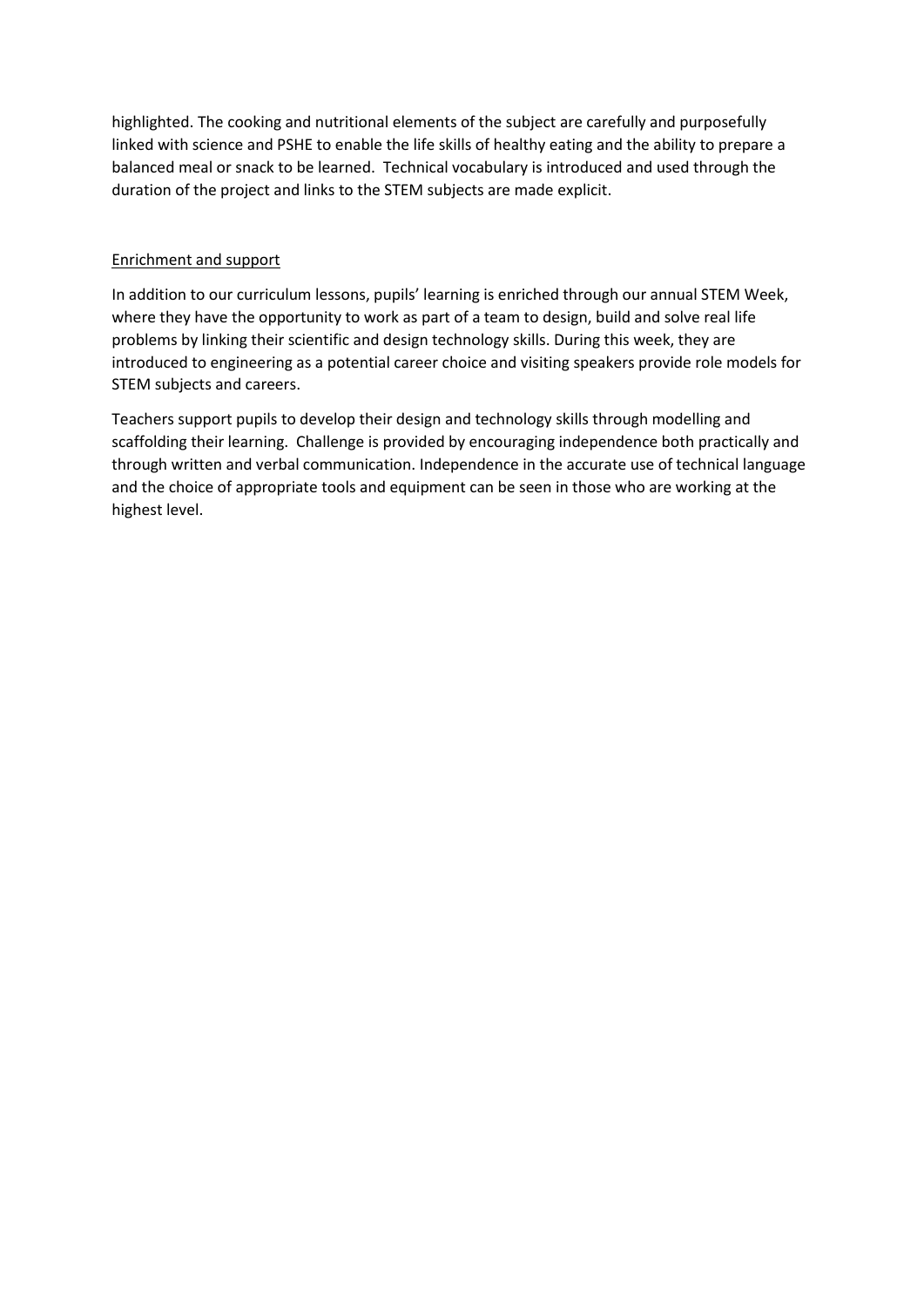highlighted. The cooking and nutritional elements of the subject are carefully and purposefully linked with science and PSHE to enable the life skills of healthy eating and the ability to prepare a balanced meal or snack to be learned. Technical vocabulary is introduced and used through the duration of the project and links to the STEM subjects are made explicit.

## Enrichment and support

In addition to our curriculum lessons, pupils' learning is enriched through our annual STEM Week, where they have the opportunity to work as part of a team to design, build and solve real life problems by linking their scientific and design technology skills. During this week, they are introduced to engineering as a potential career choice and visiting speakers provide role models for STEM subjects and careers.

Teachers support pupils to develop their design and technology skills through modelling and scaffolding their learning. Challenge is provided by encouraging independence both practically and through written and verbal communication. Independence in the accurate use of technical language and the choice of appropriate tools and equipment can be seen in those who are working at the highest level.